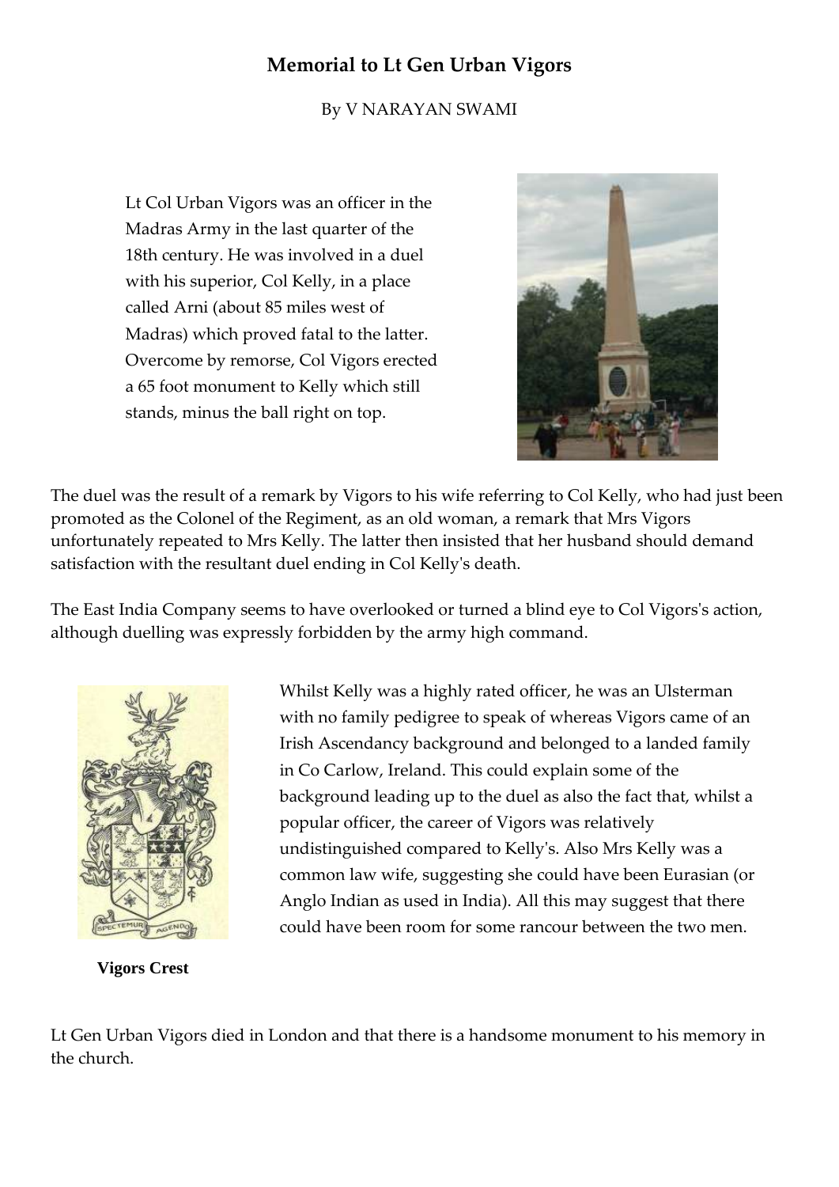# Memorial to Lt Gen Urban Vigors

By V NARAYAN SWAMI

Lt Col Urban Vigors was an officer in the Madras Army in the last quarter of the 18th century. He was involved in a duel with his superior, Col Kelly, in a place called Arni (about 85 miles west of Madras) which proved fatal to the latter. Overcome by remorse, Col Vigors erected a 65 foot monument to Kelly which still stands, minus the ball right on top.

The duel was the result of a remark by Vigors to his wife referring to Col Kelly, who had just been promoted as the Colonel of the Regiment, as an old woman, a remark that Mrs Vigors unfortunately repeated to Mrs Kelly. The latter then insisted that her husband should demand satisfaction with the resultant duel ending in Col Kelly's death.

The East India Company seems to have overlooked or turned a blind eye to Col Vigors's action, although duelling was expressly forbidden by the army high command.

Whilst Kelly was a highly rated officer, he was an Ulsterman with no family pedigree to speak of whereas Vigors came of an Irish Ascendancy background and belonged to a landed family in Co Carlow, Ireland. This could explain some of the background leading up to the duel as also the fact that, whilst a popular officer, the career of Vigors was relatively undistinguished compared to Kelly's. Also Mrs Kelly was a common law wife, suggesting she could have been Eurasian (or Anglo Indian as used in India). All this may suggest that there could have been room for some rancour between the two men.

**Vigors Crest**

Lt Gen Urban Vigors died in London and that there is a handsome monument to his memory in the church.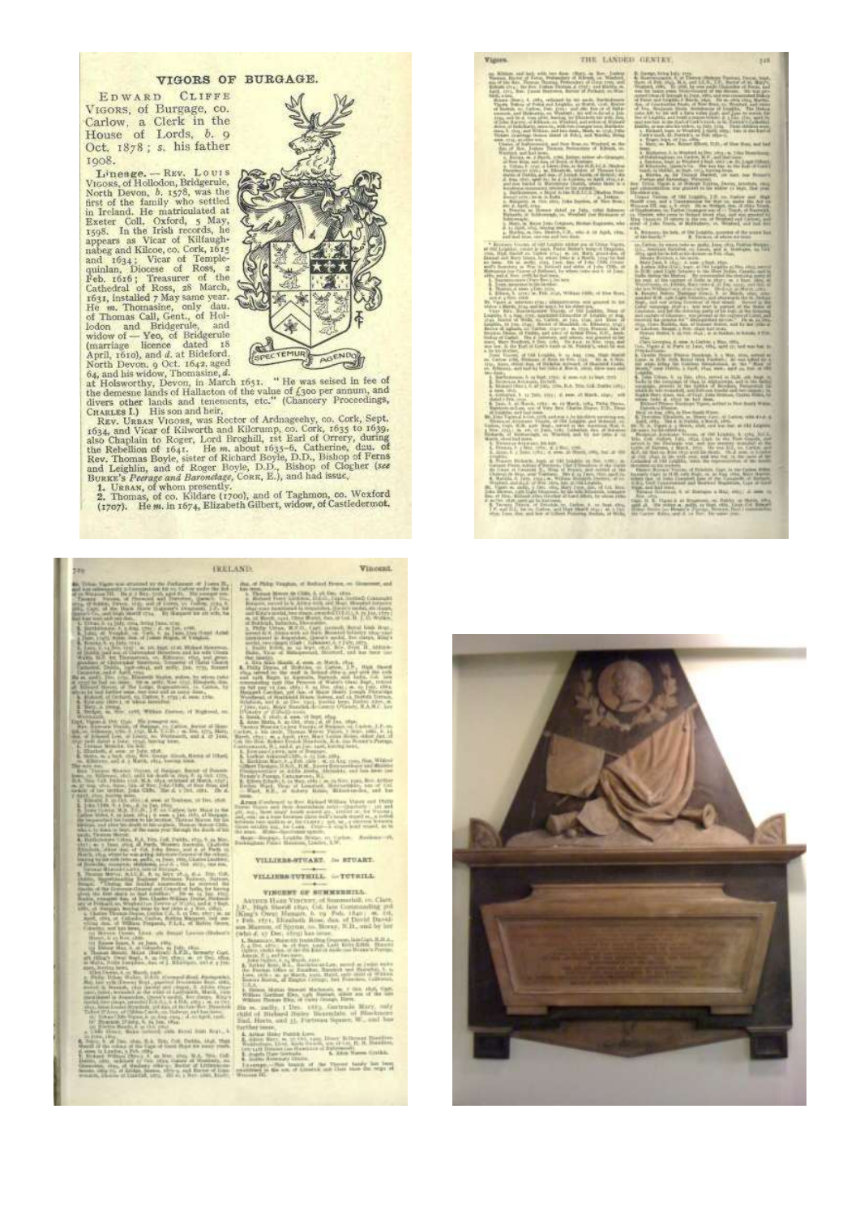## VIGORS OF BURGAGE.

EDWARD CLIFFE VIGORS, of Burgage, co. Carlow, a Clerk in the House of Lords, *b.* 9 Oct. 1878; *s.* his father 1908.

**Lineage.**—REV. LOUIS VIGORS, of Hollodon, Bridgerule, North Devon, *b.* 1578, was the first of the family who settled in Ireland. He matriculated at Exeter Coll. Oxford, 5 May, 1598. In the Irish records, he appears as Vicar of Kilfaughnabeg and Kilcoe, co. Cork, 1615 and 1634; Vicar of Templequinlan, Diocese of Ross, 2 Feb. 1626; Treasurer of the Cathedral of Ross, 28 March, 1631, installed 7 May same year. He *m.* Thomasine, only dau. of Thomas Call, Gent., of Hollodon and Bridgerule, and widow of — Yeo, of Bridgerule (marriage licence dated 18 April, 1610), and *d.* at Bideford, North Devon, 9 Oct. 1642, aged 64, and his widow, Thomasine, *d.* at Holsworthy, Devon, in March 1651. "He was seised in fee of the demesne lands of Hallacton of the value of £300 per annum, and divers other lands and tenements, etc." (Chancery Proceedings, CHARLES I.) His son and heir,

REV. URBAN VIGORS, was Rector of Ardnageehy, co. Cork, Sept. 1634, and Vicar of Kilworth and Kilcrump, co. Cork, 1635 to 1639, also Chaplain to Roger, Lord Broghill, 1st Earl of Orrery, during the Rebellion of 1641. He *m.* about 1635–6, Catherine, dau. of Rev. Thomas Boyle, sister of Richard Boyle, D.D., Bishop of Ferns and Leighlin, and of Roger Boyle, D.D., Bishop of Clogher (see BURKE'S *Peerage and Baronetage*, CORK, E.), and had issue,

1. URBAN, of whom presently.
2. Thomas, of co. Kildare (1700), and of Taghmon, co. Wexford (1707). He *m.* in 1674, Elizabeth Gilbert, widow, of Castledermot.

SPECTEMUR AGENDO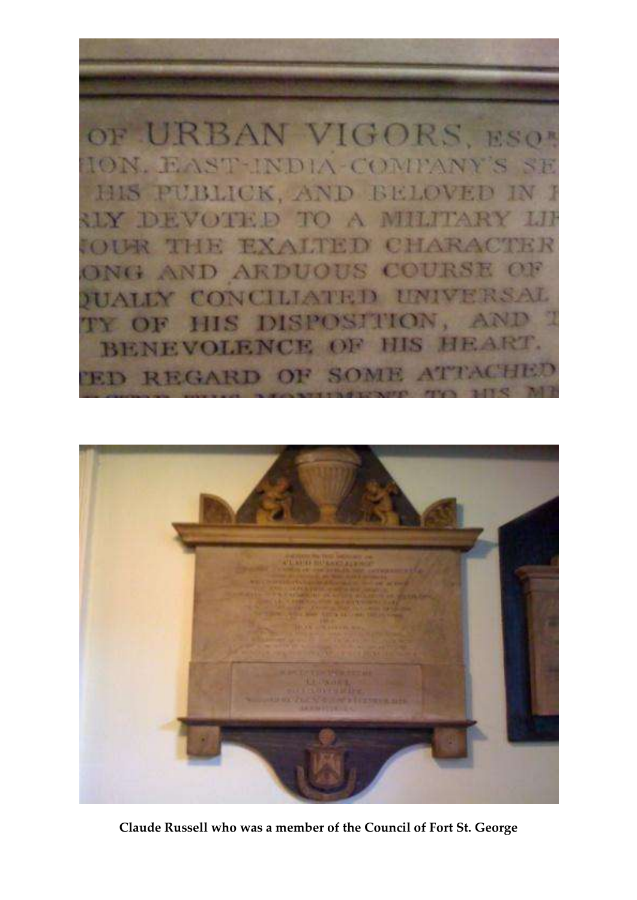Claude Russell who was a member of the Council of Fort St. George